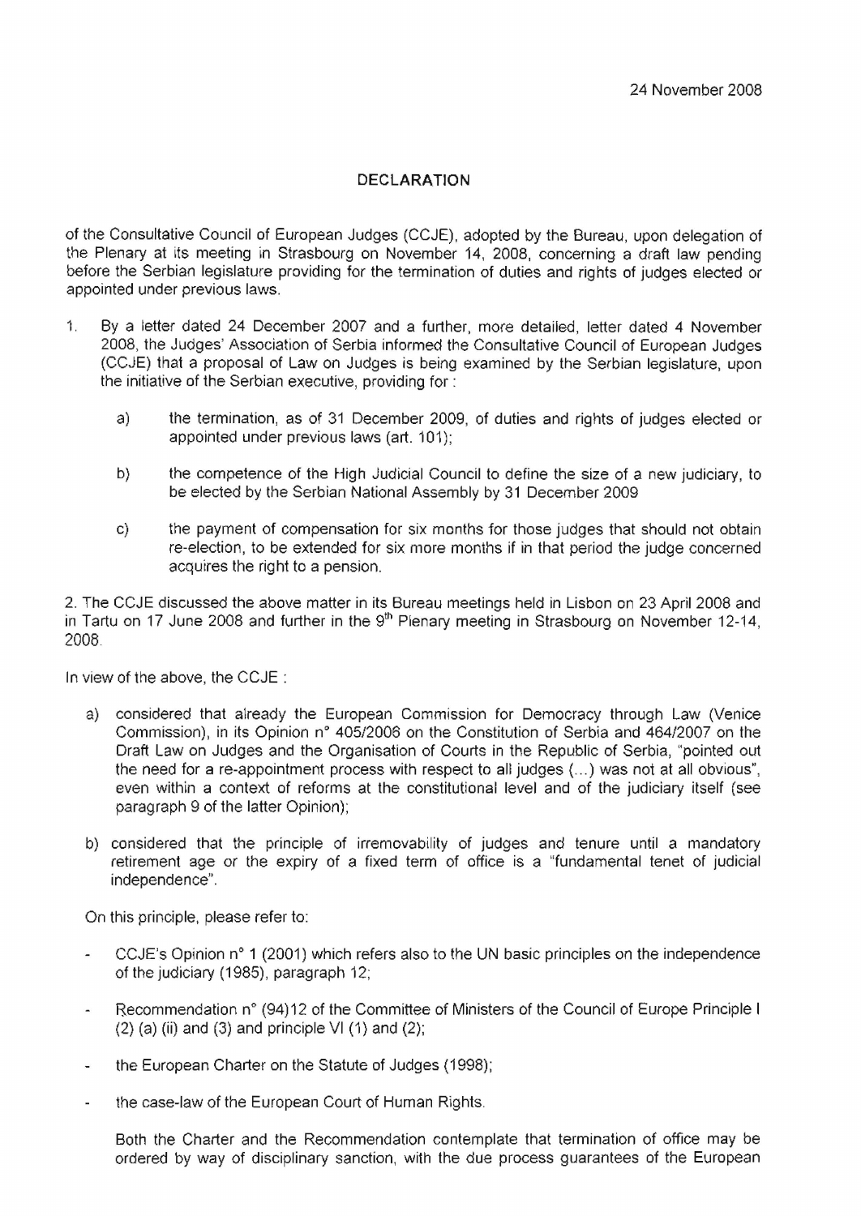24 November 2008

## DECLARATION

of the Consultative Council of European Judges (CCJE), adopted by the Bureau, upon delegation of the Plenary at its meeting in Strasbourg on November 14, 2008, concerning a draft law pending before the Serbian legislature providing for the termination of duties and rights of judges elected or appointed under previous laws.

1. By a letter dated 24 December 2007 and a further, more detailed, letter dated 4 November 2008, the Judges' Association of Serbia informed the Consultative Council of European Judges (CCJE) that a proposal of Law on Judges is being examined by the Serbian legislature, upon the initiative of the Serbian executive, providing for :

   a) the termination, as of 31 December 2009, of duties and rights of judges elected or appointed under previous laws (art. 101);

   b) the competence of the High Judicial Council to define the size of a new judiciary, to be elected by the Serbian National Assembly by 31 December 2009

   c) the payment of compensation for six months for those judges that should not obtain re-election, to be extended for six more months if in that period the judge concerned acquires the right to a pension.

2. The CCJE discussed the above matter in its Bureau meetings held in Lisbon on 23 April 2008 and in Tartu on 17 June 2008 and further in the 9th Plenary meeting in Strasbourg on November 12-14, 2008.

In view of the above, the CCJE :

a) considered that already the European Commission for Democracy through Law (Venice Commission), in its Opinion n° 405/2006 on the Constitution of Serbia and 464/2007 on the Draft Law on Judges and the Organisation of Courts in the Republic of Serbia, "pointed out the need for a re-appointment process with respect to all judges (...) was not at all obvious", even within a context of reforms at the constitutional level and of the judiciary itself (see paragraph 9 of the latter Opinion);

b) considered that the principle of irremovability of judges and tenure until a mandatory retirement age or the expiry of a fixed term of office is a "fundamental tenet of judicial independence".

On this principle, please refer to:

- CCJE's Opinion n° 1 (2001) which refers also to the UN basic principles on the independence of the judiciary (1985), paragraph 12;
- Recommendation n° (94)12 of the Committee of Ministers of the Council of Europe Principle I (2) (a) (ii) and (3) and principle VI (1) and (2);
- the European Charter on the Statute of Judges (1998);
- the case-law of the European Court of Human Rights.

Both the Charter and the Recommendation contemplate that termination of office may be ordered by way of disciplinary sanction, with the due process guarantees of the European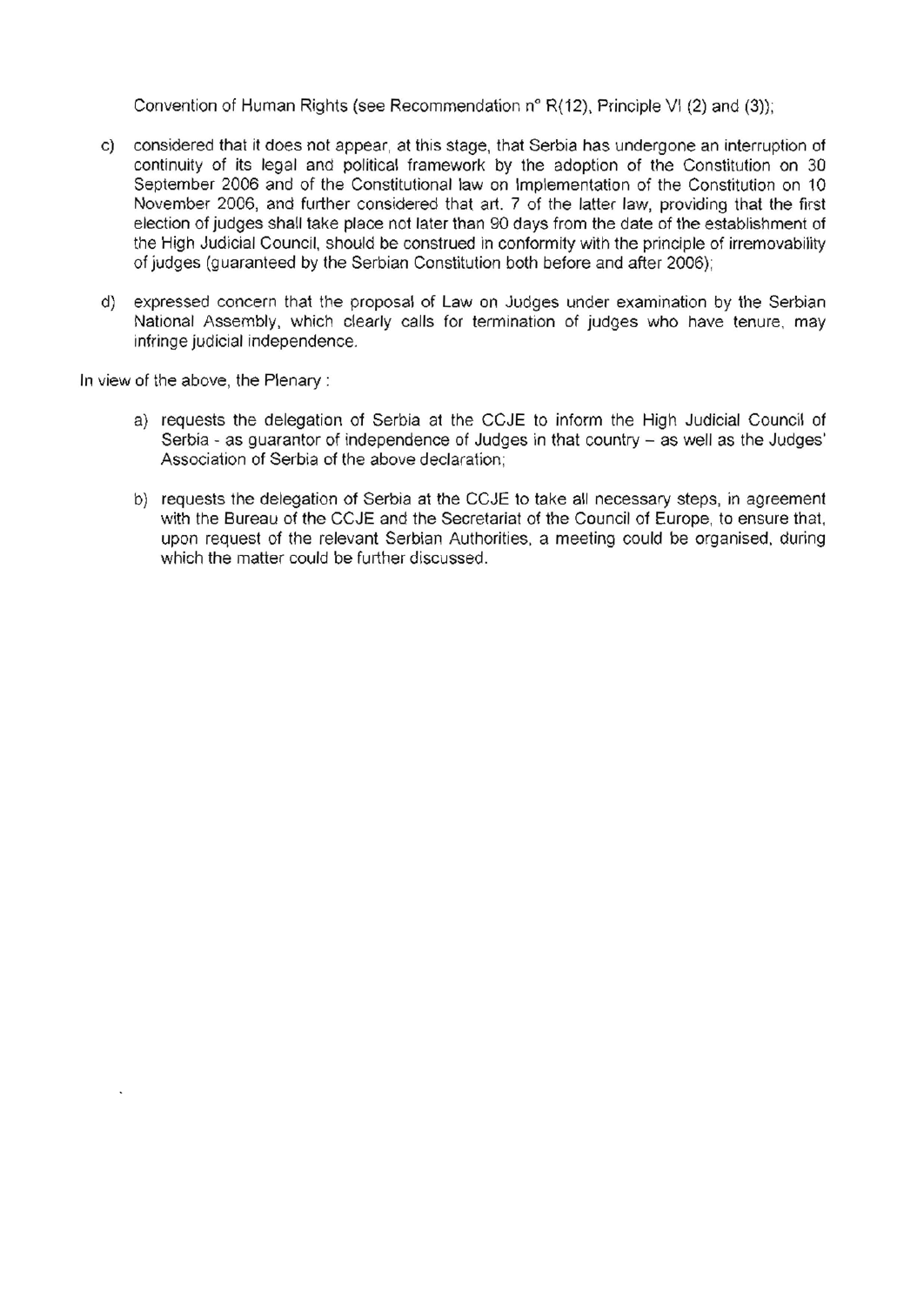Convention of Human Rights (see Recommendation n° R(12), Principle VI (2) and (3));

c) considered that it does not appear, at this stage, that Serbia has undergone an interruption of continuity of its legal and political framework by the adoption of the Constitution on 30 September 2006 and of the Constitutional law on Implementation of the Constitution on 10 November 2006, and further considered that art. 7 of the latter law, providing that the first election of judges shall take place not later than 90 days from the date of the establishment of the High Judicial Council, should be construed in conformity with the principle of irremovability of judges (guaranteed by the Serbian Constitution both before and after 2006);

d) expressed concern that the proposal of Law on Judges under examination by the Serbian National Assembly, which clearly calls for termination of judges who have tenure, may infringe judicial independence.

In view of the above, the Plenary :

a) requests the delegation of Serbia at the CCJE to inform the High Judicial Council of Serbia - as guarantor of independence of Judges in that country – as well as the Judges' Association of Serbia of the above declaration;

b) requests the delegation of Serbia at the CCJE to take all necessary steps, in agreement with the Bureau of the CCJE and the Secretariat of the Council of Europe, to ensure that, upon request of the relevant Serbian Authorities, a meeting could be organised, during which the matter could be further discussed.